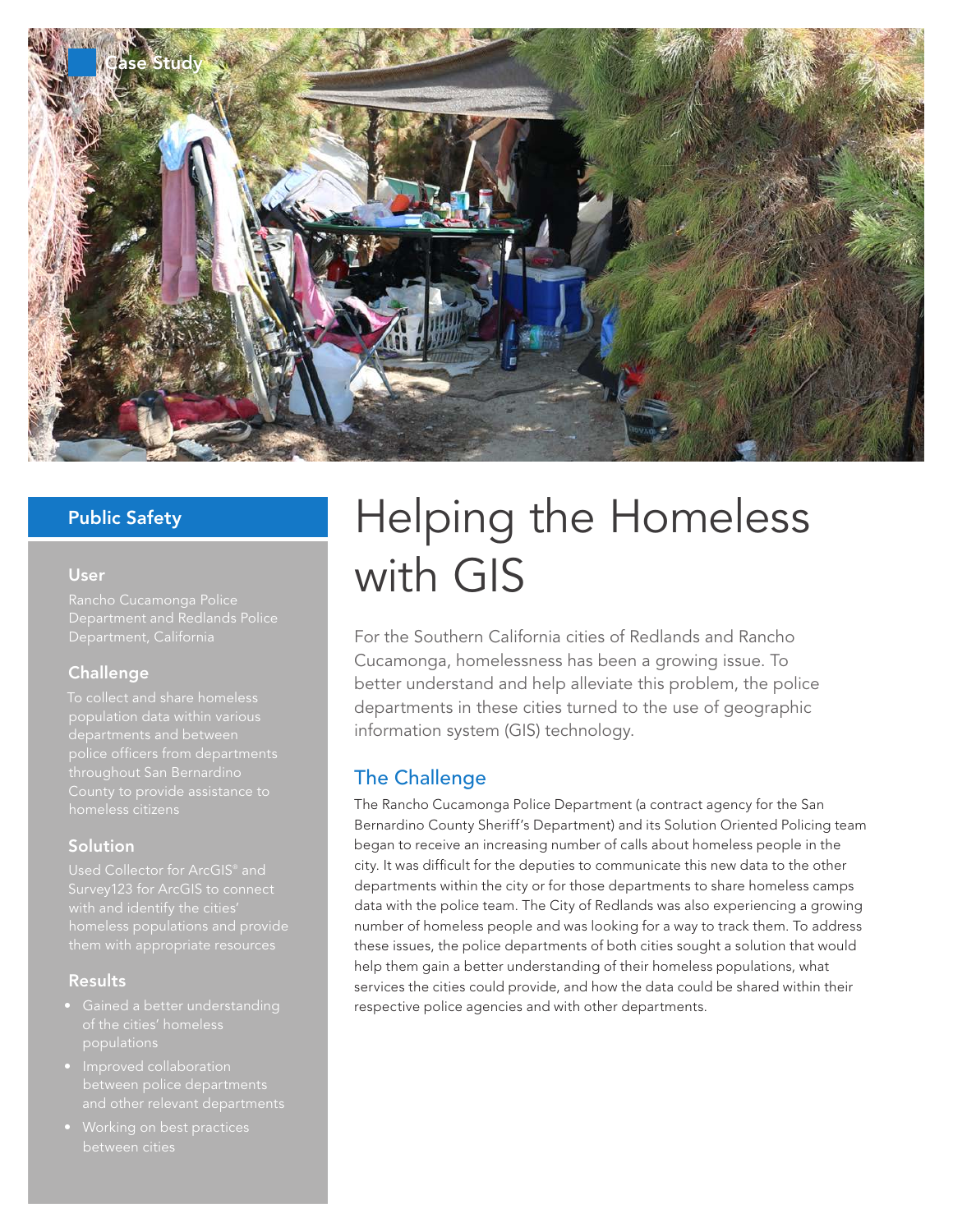Case Study

# Helping the Homeless with GIS

For the Southern California cities of Redlands and Rancho Cucamonga, homelessness has been a growing issue. To better understand and help alleviate this problem, the police departments in these cities turned to the use of geographic information system (GIS) technology.

## Public Safety

### User

Rancho Cucamonga Police Department and Redlands Police Department, California

### Challenge

To collect and share homeless population data within various departments and between police officers from departments throughout San Bernardino County to provide assistance to homeless citizens

### Solution

Used Collector for ArcGIS® and Survey123 for ArcGIS to connect with and identify the cities' homeless populations and provide them with appropriate resources

### Results

- Gained a better understanding of the cities' homeless populations
- Improved collaboration between police departments and other relevant departments
- Working on best practices between cities

## The Challenge

The Rancho Cucamonga Police Department (a contract agency for the San Bernardino County Sheriff's Department) and its Solution Oriented Policing team began to receive an increasing number of calls about homeless people in the city. It was difficult for the deputies to communicate this new data to the other departments within the city or for those departments to share homeless camps data with the police team. The City of Redlands was also experiencing a growing number of homeless people and was looking for a way to track them. To address these issues, the police departments of both cities sought a solution that would help them gain a better understanding of their homeless populations, what services the cities could provide, and how the data could be shared within their respective police agencies and with other departments.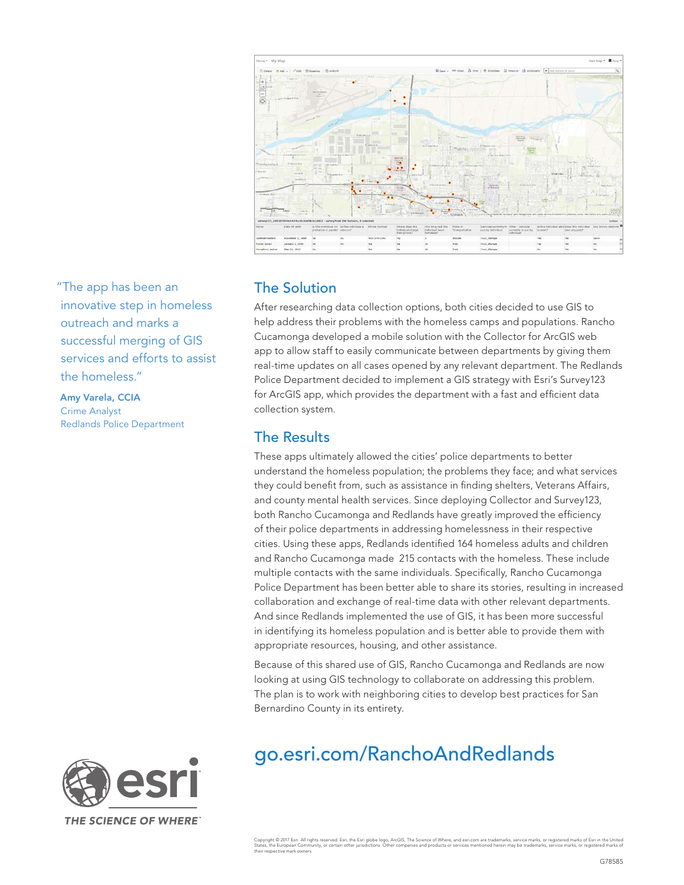"The app has been an innovative step in homeless outreach and marks a successful merging of GIS services and efforts to assist the homeless."

**Amy Varela, CCIA**
Crime Analyst
Redlands Police Department

## The Solution

After researching data collection options, both cities decided to use GIS to help address their problems with the homeless camps and populations. Rancho Cucamonga developed a mobile solution with the Collector for ArcGIS web app to allow staff to easily communicate between departments by giving them real-time updates on all cases opened by any relevant department. The Redlands Police Department decided to implement a GIS strategy with Esri's Survey123 for ArcGIS app, which provides the department with a fast and efficient data collection system.

## The Results

These apps ultimately allowed the cities' police departments to better understand the homeless population; the problems they face; and what services they could benefit from, such as assistance in finding shelters, Veterans Affairs, and county mental health services. Since deploying Collector and Survey123, both Rancho Cucamonga and Redlands have greatly improved the efficiency of their police departments in addressing homelessness in their respective cities. Using these apps, Redlands identified 164 homeless adults and children and Rancho Cucamonga made 215 contacts with the homeless. These include multiple contacts with the same individuals. Specifically, Rancho Cucamonga Police Department has been better able to share its stories, resulting in increased collaboration and exchange of real-time data with other relevant departments. And since Redlands implemented the use of GIS, it has been more successful in identifying its homeless population and is better able to provide them with appropriate resources, housing, and other assistance.

Because of this shared use of GIS, Rancho Cucamonga and Redlands are now looking at using GIS technology to collaborate on addressing this problem. The plan is to work with neighboring cities to develop best practices for San Bernardino County in its entirety.

go.esri.com/RanchoAndRedlands

esri
THE SCIENCE OF WHERE

Copyright © 2017 Esri. All rights reserved. Esri, the Esri globe logo, ArcGIS, The Science of Where, and esri.com are trademarks, service marks, or registered marks of Esri in the United States, the European Community, or certain other jurisdictions. Other companies and products or services mentioned herein may be trademarks, service marks, or registered marks of their respective mark owners.

G78585